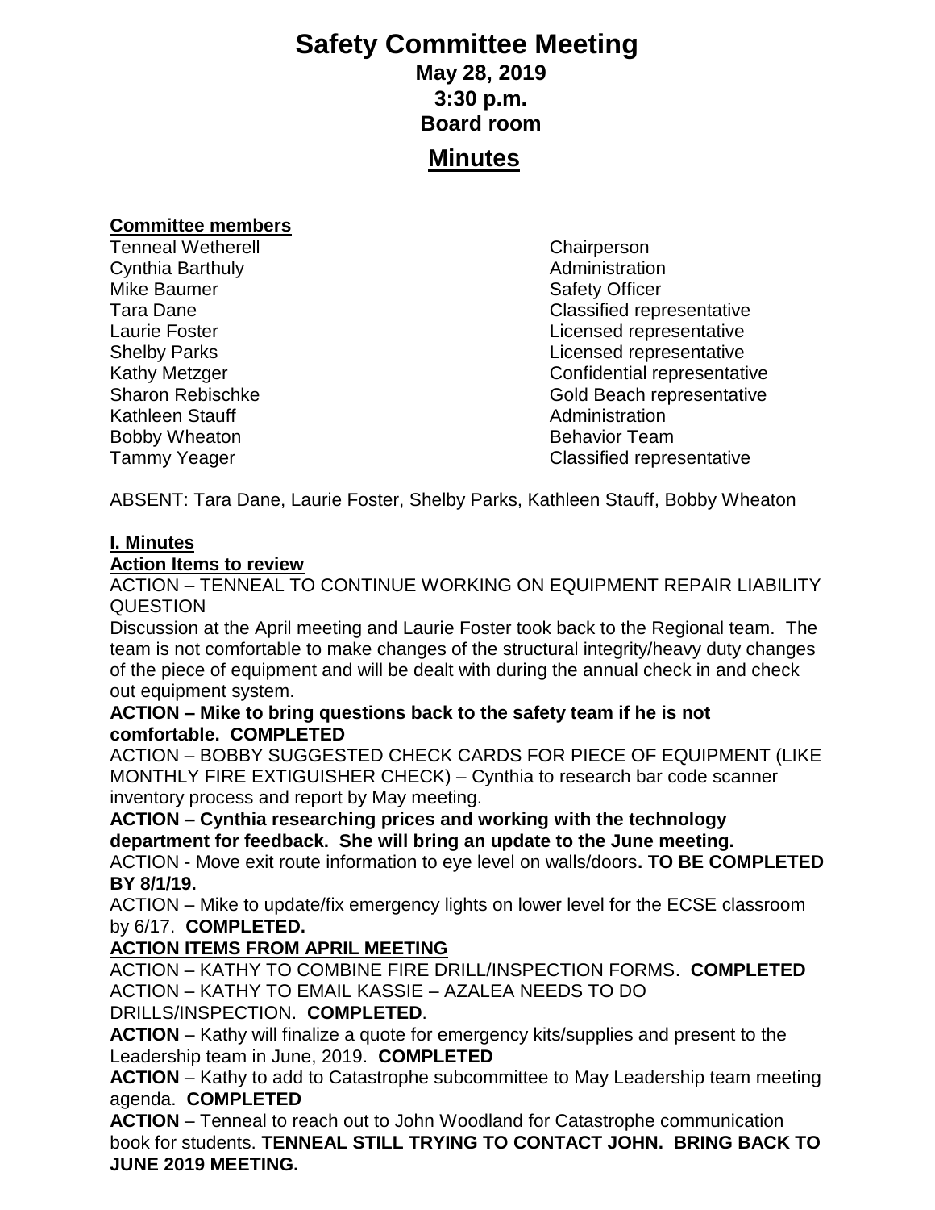# Safety Committee Meeting

**May 28, 2019**
**3:30 p.m.**
**Board room**

## Minutes

**Committee members**

| Name | Role |
|---|---|
| Tenneal Wetherell | Chairperson |
| Cynthia Barthuly | Administration |
| Mike Baumer | Safety Officer |
| Tara Dane | Classified representative |
| Laurie Foster | Licensed representative |
| Shelby Parks | Licensed representative |
| Kathy Metzger | Confidential representative |
| Sharon Rebischke | Gold Beach representative |
| Kathleen Stauff | Administration |
| Bobby Wheaton | Behavior Team |
| Tammy Yeager | Classified representative |

ABSENT: Tara Dane, Laurie Foster, Shelby Parks, Kathleen Stauff, Bobby Wheaton

**I. Minutes**

**Action Items to review**

ACTION – TENNEAL TO CONTINUE WORKING ON EQUIPMENT REPAIR LIABILITY QUESTION

Discussion at the April meeting and Laurie Foster took back to the Regional team. The team is not comfortable to make changes of the structural integrity/heavy duty changes of the piece of equipment and will be dealt with during the annual check in and check out equipment system.

**ACTION – Mike to bring questions back to the safety team if he is not comfortable. COMPLETED**

ACTION – BOBBY SUGGESTED CHECK CARDS FOR PIECE OF EQUIPMENT (LIKE MONTHLY FIRE EXTIGUISHER CHECK) – Cynthia to research bar code scanner inventory process and report by May meeting.

**ACTION – Cynthia researching prices and working with the technology department for feedback. She will bring an update to the June meeting.**

ACTION - Move exit route information to eye level on walls/doors**. TO BE COMPLETED BY 8/1/19.**

ACTION – Mike to update/fix emergency lights on lower level for the ECSE classroom by 6/17. **COMPLETED.**

**ACTION ITEMS FROM APRIL MEETING**

ACTION – KATHY TO COMBINE FIRE DRILL/INSPECTION FORMS. **COMPLETED**

ACTION – KATHY TO EMAIL KASSIE – AZALEA NEEDS TO DO DRILLS/INSPECTION. **COMPLETED**.

**ACTION** – Kathy will finalize a quote for emergency kits/supplies and present to the Leadership team in June, 2019. **COMPLETED**

**ACTION** – Kathy to add to Catastrophe subcommittee to May Leadership team meeting agenda. **COMPLETED**

**ACTION** – Tenneal to reach out to John Woodland for Catastrophe communication book for students. **TENNEAL STILL TRYING TO CONTACT JOHN. BRING BACK TO JUNE 2019 MEETING.**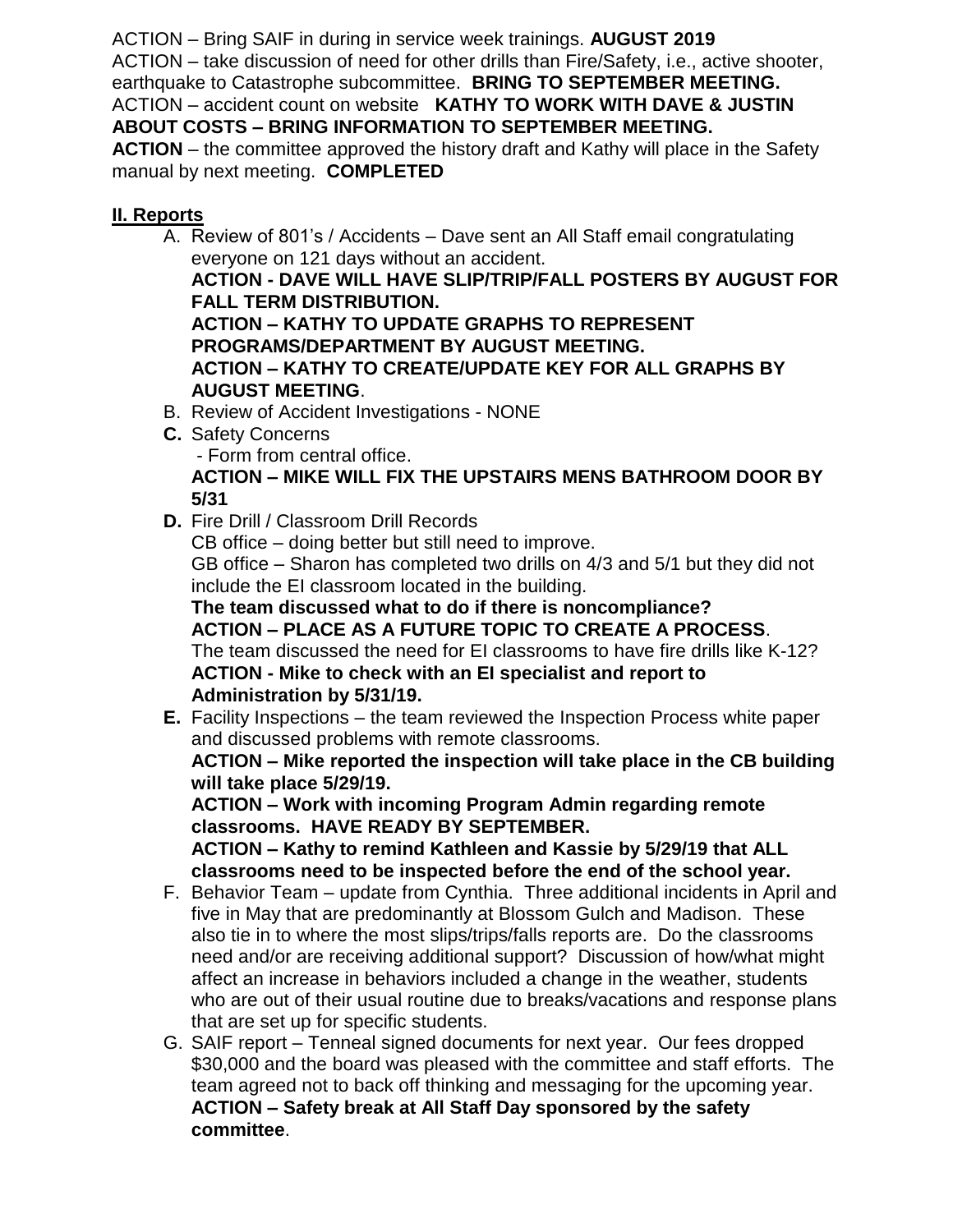ACTION – Bring SAIF in during in service week trainings. **AUGUST 2019**
ACTION – take discussion of need for other drills than Fire/Safety, i.e., active shooter, earthquake to Catastrophe subcommittee. **BRING TO SEPTEMBER MEETING.**
ACTION – accident count on website **KATHY TO WORK WITH DAVE & JUSTIN ABOUT COSTS – BRING INFORMATION TO SEPTEMBER MEETING.**
**ACTION** – the committee approved the history draft and Kathy will place in the Safety manual by next meeting. **COMPLETED**

## II. Reports

A. Review of 801's / Accidents – Dave sent an All Staff email congratulating everyone on 121 days without an accident.
   **ACTION - DAVE WILL HAVE SLIP/TRIP/FALL POSTERS BY AUGUST FOR FALL TERM DISTRIBUTION.**
   **ACTION – KATHY TO UPDATE GRAPHS TO REPRESENT PROGRAMS/DEPARTMENT BY AUGUST MEETING.**
   **ACTION – KATHY TO CREATE/UPDATE KEY FOR ALL GRAPHS BY AUGUST MEETING**.
B. Review of Accident Investigations - NONE
C. Safety Concerns
   - Form from central office.
   **ACTION – MIKE WILL FIX THE UPSTAIRS MENS BATHROOM DOOR BY 5/31**
D. Fire Drill / Classroom Drill Records
   CB office – doing better but still need to improve.
   GB office – Sharon has completed two drills on 4/3 and 5/1 but they did not include the EI classroom located in the building.
   **The team discussed what to do if there is noncompliance?**
   **ACTION – PLACE AS A FUTURE TOPIC TO CREATE A PROCESS**.
   The team discussed the need for EI classrooms to have fire drills like K-12?
   **ACTION - Mike to check with an EI specialist and report to Administration by 5/31/19.**
E. Facility Inspections – the team reviewed the Inspection Process white paper and discussed problems with remote classrooms.
   **ACTION – Mike reported the inspection will take place in the CB building will take place 5/29/19.**
   **ACTION – Work with incoming Program Admin regarding remote classrooms. HAVE READY BY SEPTEMBER.**
   **ACTION – Kathy to remind Kathleen and Kassie by 5/29/19 that ALL classrooms need to be inspected before the end of the school year.**
F. Behavior Team – update from Cynthia. Three additional incidents in April and five in May that are predominantly at Blossom Gulch and Madison. These also tie in to where the most slips/trips/falls reports are. Do the classrooms need and/or are receiving additional support? Discussion of how/what might affect an increase in behaviors included a change in the weather, students who are out of their usual routine due to breaks/vacations and response plans that are set up for specific students.
G. SAIF report – Tenneal signed documents for next year. Our fees dropped \$30,000 and the board was pleased with the committee and staff efforts. The team agreed not to back off thinking and messaging for the upcoming year.
   **ACTION – Safety break at All Staff Day sponsored by the safety committee**.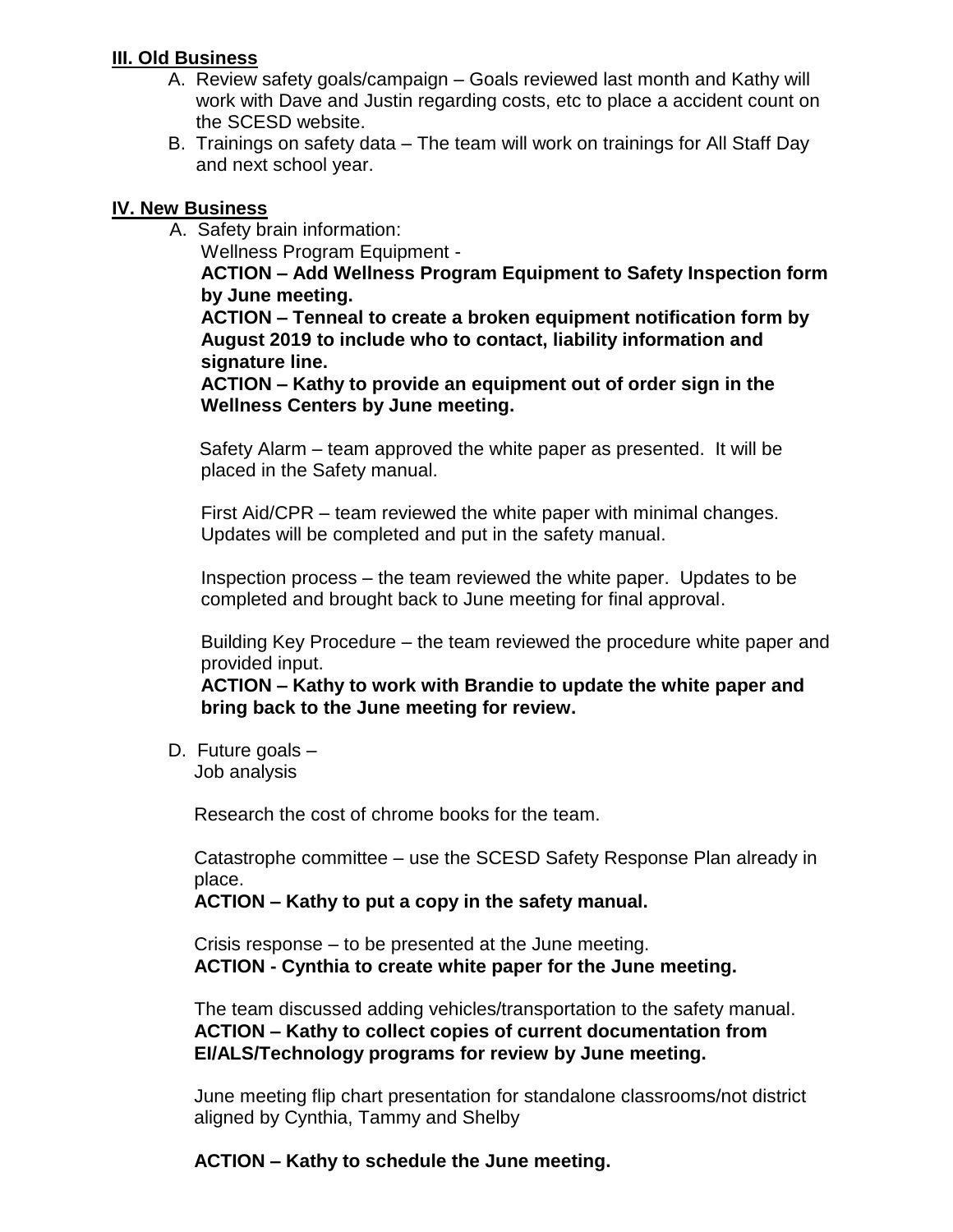**III. Old Business**

A. Review safety goals/campaign – Goals reviewed last month and Kathy will work with Dave and Justin regarding costs, etc to place a accident count on the SCESD website.

B. Trainings on safety data – The team will work on trainings for All Staff Day and next school year.

**IV. New Business**

A. Safety brain information:

Wellness Program Equipment -

**ACTION – Add Wellness Program Equipment to Safety Inspection form by June meeting.**

**ACTION – Tenneal to create a broken equipment notification form by August 2019 to include who to contact, liability information and signature line.**

**ACTION – Kathy to provide an equipment out of order sign in the Wellness Centers by June meeting.**

Safety Alarm – team approved the white paper as presented. It will be placed in the Safety manual.

First Aid/CPR – team reviewed the white paper with minimal changes. Updates will be completed and put in the safety manual.

Inspection process – the team reviewed the white paper. Updates to be completed and brought back to June meeting for final approval.

Building Key Procedure – the team reviewed the procedure white paper and provided input.

**ACTION – Kathy to work with Brandie to update the white paper and bring back to the June meeting for review.**

D. Future goals –

Job analysis

Research the cost of chrome books for the team.

Catastrophe committee – use the SCESD Safety Response Plan already in place.

**ACTION – Kathy to put a copy in the safety manual.**

Crisis response – to be presented at the June meeting.

**ACTION - Cynthia to create white paper for the June meeting.**

The team discussed adding vehicles/transportation to the safety manual.

**ACTION – Kathy to collect copies of current documentation from EI/ALS/Technology programs for review by June meeting.**

June meeting flip chart presentation for standalone classrooms/not district aligned by Cynthia, Tammy and Shelby

**ACTION – Kathy to schedule the June meeting.**